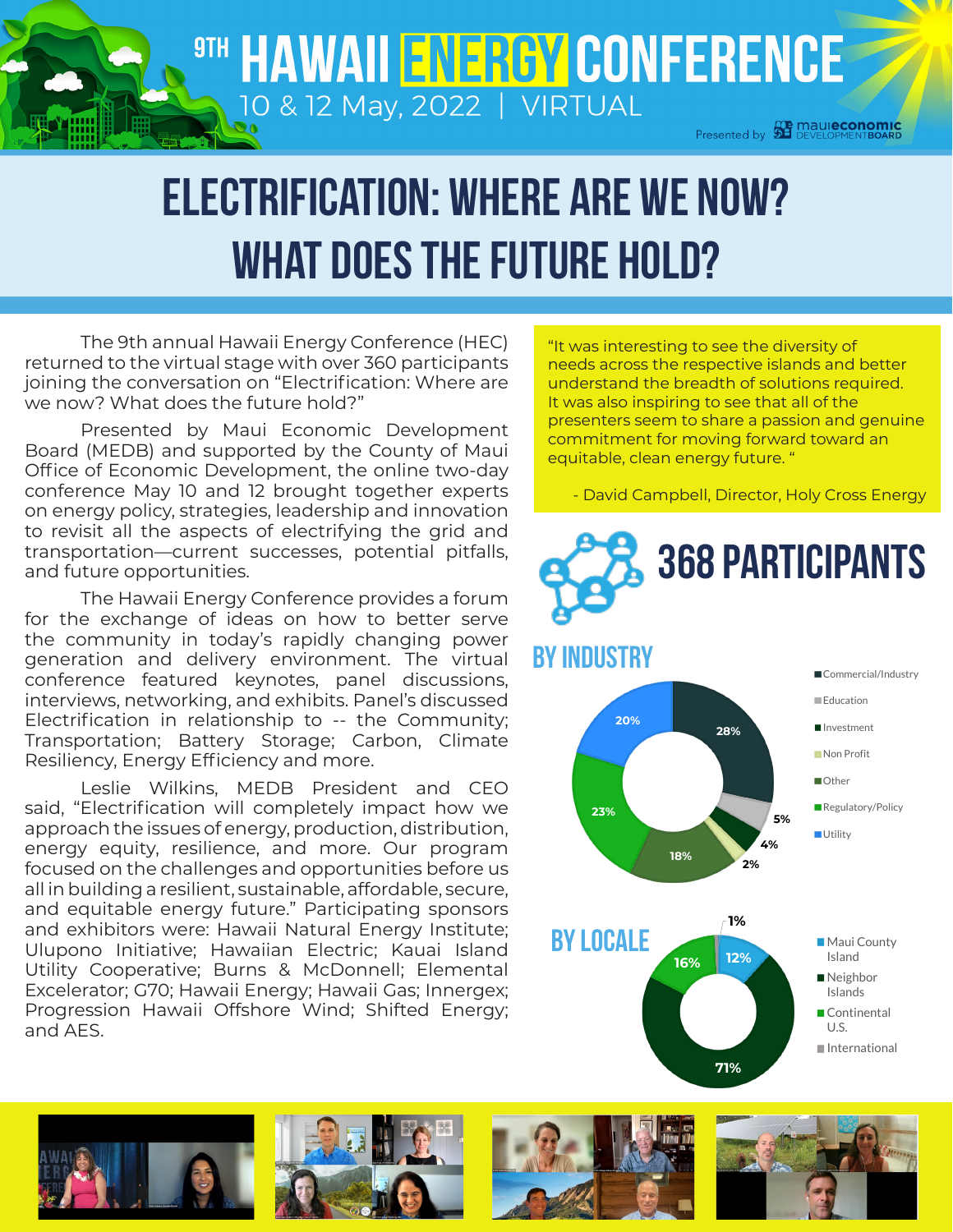# 9TH HAWAII ENERGY CONFERENCE

10 & 12 May, 2022 | VIRTUAL

Presented by mauieconomic DEVELOPMENTBOARD

# ELECTRIFICATION: WHERE ARE WE NOW? WHAT DOES THE FUTURE HOLD?

The 9th annual Hawaii Energy Conference (HEC) returned to the virtual stage with over 360 participants joining the conversation on "Electrification: Where are we now? What does the future hold?"

Presented by Maui Economic Development Board (MEDB) and supported by the County of Maui Office of Economic Development, the online two-day conference May 10 and 12 brought together experts on energy policy, strategies, leadership and innovation to revisit all the aspects of electrifying the grid and transportation—current successes, potential pitfalls, and future opportunities.

The Hawaii Energy Conference provides a forum for the exchange of ideas on how to better serve the community in today's rapidly changing power generation and delivery environment. The virtual conference featured keynotes, panel discussions, interviews, networking, and exhibits. Panel's discussed Electrification in relationship to -- the Community; Transportation; Battery Storage; Carbon, Climate Resiliency, Energy Efficiency and more.

Leslie Wilkins, MEDB President and CEO said, "Electrification will completely impact how we approach the issues of energy, production, distribution, energy equity, resilience, and more. Our program focused on the challenges and opportunities before us all in building a resilient, sustainable, affordable, secure, and equitable energy future." Participating sponsors and exhibitors were: Hawaii Natural Energy Institute; Ulupono Initiative; Hawaiian Electric; Kauai Island Utility Cooperative; Burns & McDonnell; Elemental Excelerator; G70; Hawaii Energy; Hawaii Gas; Innergex; Progression Hawaii Offshore Wind; Shifted Energy; and AES.

> "It was interesting to see the diversity of needs across the respective islands and better understand the breadth of solutions required. It was also inspiring to see that all of the presenters seem to share a passion and genuine commitment for moving forward toward an equitable, clean energy future. "
>
> \- David Campbell, Director, Holy Cross Energy

## 368 PARTICIPANTS

### BY INDUSTRY

| Industry | % |
|---|---|
| Commercial/Industry | 28% |
| Education | 5% |
| Investment | 4% |
| Non Profit | 2% |
| Other | 18% |
| Regulatory/Policy | 23% |
| Utility | 20% |

### BY LOCALE

| Locale | % |
|---|---|
| Maui County Island | 12% |
| Neighbor Islands | 71% |
| Continental U.S. | 16% |
| International | 1% |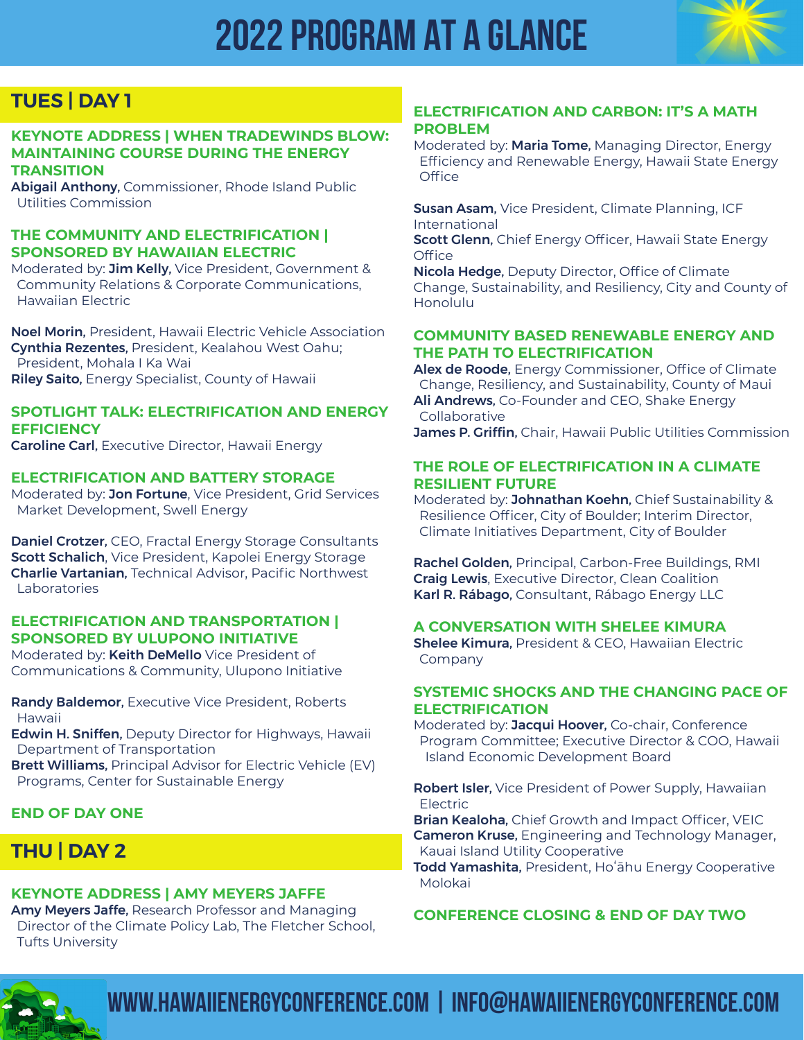# 2022 PROGRAM AT A GLANCE

## TUES | DAY 1

### KEYNOTE ADDRESS | WHEN TRADEWINDS BLOW: MAINTAINING COURSE DURING THE ENERGY TRANSITION

**Abigail Anthony,** Commissioner, Rhode Island Public Utilities Commission

### THE COMMUNITY AND ELECTRIFICATION | SPONSORED BY HAWAIIAN ELECTRIC

Moderated by: **Jim Kelly,** Vice President, Government & Community Relations & Corporate Communications, Hawaiian Electric

**Noel Morin,** President, Hawaii Electric Vehicle Association
**Cynthia Rezentes,** President, Kealahou West Oahu; President, Mohala I Ka Wai
**Riley Saito,** Energy Specialist, County of Hawaii

### SPOTLIGHT TALK: ELECTRIFICATION AND ENERGY EFFICIENCY

**Caroline Carl,** Executive Director, Hawaii Energy

### ELECTRIFICATION AND BATTERY STORAGE

Moderated by: **Jon Fortune,** Vice President, Grid Services Market Development, Swell Energy

**Daniel Crotzer,** CEO, Fractal Energy Storage Consultants
**Scott Schalich,** Vice President, Kapolei Energy Storage
**Charlie Vartanian,** Technical Advisor, Pacific Northwest Laboratories

### ELECTRIFICATION AND TRANSPORTATION | SPONSORED BY ULUPONO INITIATIVE

Moderated by: **Keith DeMello** Vice President of Communications & Community, Ulupono Initiative

**Randy Baldemor,** Executive Vice President, Roberts Hawaii
**Edwin H. Sniffen,** Deputy Director for Highways, Hawaii Department of Transportation
**Brett Williams,** Principal Advisor for Electric Vehicle (EV) Programs, Center for Sustainable Energy

### END OF DAY ONE

## THU | DAY 2

### KEYNOTE ADDRESS | AMY MEYERS JAFFE

**Amy Meyers Jaffe,** Research Professor and Managing Director of the Climate Policy Lab, The Fletcher School, Tufts University

### ELECTRIFICATION AND CARBON: IT'S A MATH PROBLEM

Moderated by: **Maria Tome,** Managing Director, Energy Efficiency and Renewable Energy, Hawaii State Energy Office

**Susan Asam,** Vice President, Climate Planning, ICF International
**Scott Glenn,** Chief Energy Officer, Hawaii State Energy Office
**Nicola Hedge,** Deputy Director, Office of Climate Change, Sustainability, and Resiliency, City and County of Honolulu

### COMMUNITY BASED RENEWABLE ENERGY AND THE PATH TO ELECTRIFICATION

**Alex de Roode,** Energy Commissioner, Office of Climate Change, Resiliency, and Sustainability, County of Maui
**Ali Andrews,** Co-Founder and CEO, Shake Energy Collaborative
**James P. Griffin,** Chair, Hawaii Public Utilities Commission

### THE ROLE OF ELECTRIFICATION IN A CLIMATE RESILIENT FUTURE

Moderated by: **Johnathan Koehn,** Chief Sustainability & Resilience Officer, City of Boulder; Interim Director, Climate Initiatives Department, City of Boulder

**Rachel Golden,** Principal, Carbon-Free Buildings, RMI
**Craig Lewis,** Executive Director, Clean Coalition
**Karl R. Rábago,** Consultant, Rábago Energy LLC

### A CONVERSATION WITH SHELEE KIMURA

**Shelee Kimura,** President & CEO, Hawaiian Electric Company

### SYSTEMIC SHOCKS AND THE CHANGING PACE OF ELECTRIFICATION

Moderated by: **Jacqui Hoover,** Co-chair, Conference Program Committee; Executive Director & COO, Hawaii Island Economic Development Board

**Robert Isler,** Vice President of Power Supply, Hawaiian Electric
**Brian Kealoha,** Chief Growth and Impact Officer, VEIC
**Cameron Kruse,** Engineering and Technology Manager, Kauai Island Utility Cooperative
**Todd Yamashita,** President, Hoʻāhu Energy Cooperative Molokai

### CONFERENCE CLOSING & END OF DAY TWO

WWW.HAWAIIENERGYCONFERENCE.COM | INFO@HAWAIIENERGYCONFERENCE.COM